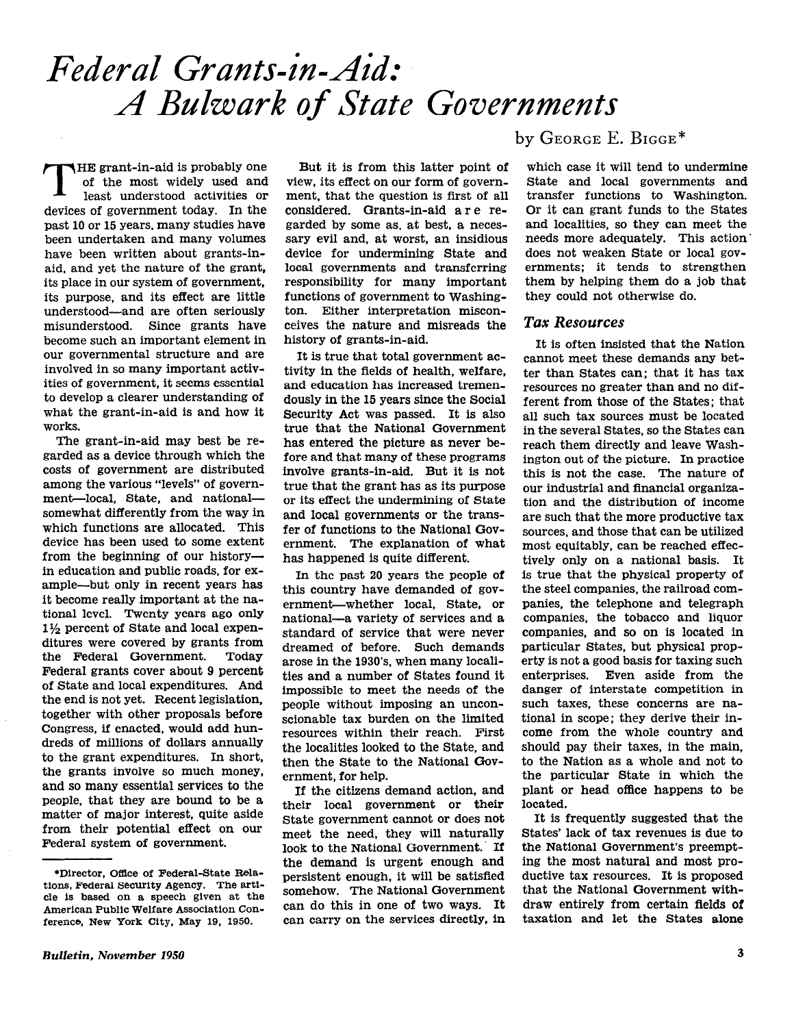# *Federal Grants-in-Aid: A Bulwark of State Governments*

by George E. Bigge*

The grant-in-aid is probably one of the most widely used and least understood activities or devices of government today. In the past 10 or 15 years, many studies have been undertaken and many volumes have been written about grants-in-aid, and yet the nature of the grant, its place in our system of government, its purpose, and its effect are little understood—and are often seriously misunderstood. Since grants have become such an important element in our governmental structure and are involved in so many important activities of government, it seems essential to develop a clearer understanding of what the grant-in-aid is and how it works.

The grant-in-aid may best be regarded as a device through which the costs of government are distributed among the various "levels" of government—local, State, and national—somewhat differently from the way in which functions are allocated. This device has been used to some extent from the beginning of our history—in education and public roads, for example—but only in recent years has it become really important at the national level. Twenty years ago only 1½ percent of State and local expenditures were covered by grants from the Federal Government. Today Federal grants cover about 9 percent of State and local expenditures. And the end is not yet. Recent legislation, together with other proposals before Congress, if enacted, would add hundreds of millions of dollars annually to the grant expenditures. In short, the grants involve so much money, and so many essential services to the people, that they are bound to be a matter of major interest, quite aside from their potential effect on our Federal system of government.

But it is from this latter point of view, its effect on our form of government, that the question is first of all considered. Grants-in-aid are regarded by some as, at best, a necessary evil and, at worst, an insidious device for undermining State and local governments and transferring responsibility for many important functions of government to Washington. Either interpretation misconceives the nature and misreads the history of grants-in-aid.

It is true that total government activity in the fields of health, welfare, and education has increased tremendously in the 15 years since the Social Security Act was passed. It is also true that the National Government has entered the picture as never before and that many of these programs involve grants-in-aid. But it is not true that the grant has as its purpose or its effect the undermining of State and local governments or the transfer of functions to the National Government. The explanation of what has happened is quite different.

In the past 20 years the people of this country have demanded of government—whether local, State, or national—a variety of services and a standard of service that were never dreamed of before. Such demands arose in the 1930's, when many localities and a number of States found it impossible to meet the needs of the people without imposing an unconscionable tax burden on the limited resources within their reach. First the localities looked to the State, and then the State to the National Government, for help.

If the citizens demand action, and their local government or their State government cannot or does not meet the need, they will naturally look to the National Government. If the demand is urgent enough and persistent enough, it will be satisfied somehow. The National Government can do this in one of two ways. It can carry on the services directly, in which case it will tend to undermine State and local governments and transfer functions to Washington. Or it can grant funds to the States and localities, so they can meet the needs more adequately. This action does not weaken State or local governments; it tends to strengthen them by helping them do a job that they could not otherwise do.

### *Tax Resources*

It is often insisted that the Nation cannot meet these demands any better than States can; that it has tax resources no greater than and no different from those of the States; that all such tax sources must be located in the several States, so the States can reach them directly and leave Washington out of the picture. In practice this is not the case. The nature of our industrial and financial organization and the distribution of income are such that the more productive tax sources, and those that can be utilized most equitably, can be reached effectively only on a national basis. It is true that the physical property of the steel companies, the railroad companies, the telephone and telegraph companies, the tobacco and liquor companies, and so on is located in particular States, but physical property is not a good basis for taxing such enterprises. Even aside from the danger of interstate competition in such taxes, these concerns are national in scope; they derive their income from the whole country and should pay their taxes, in the main, to the Nation as a whole and not to the particular State in which the plant or head office happens to be located.

It is frequently suggested that the States' lack of tax revenues is due to the National Government's preempting the most natural and most productive tax resources. It is proposed that the National Government withdraw entirely from certain fields of taxation and let the States alone

---

*Director, Office of Federal-State Relations, Federal Security Agency. The article is based on a speech given at the American Public Welfare Association Conference, New York City, May 19, 1950.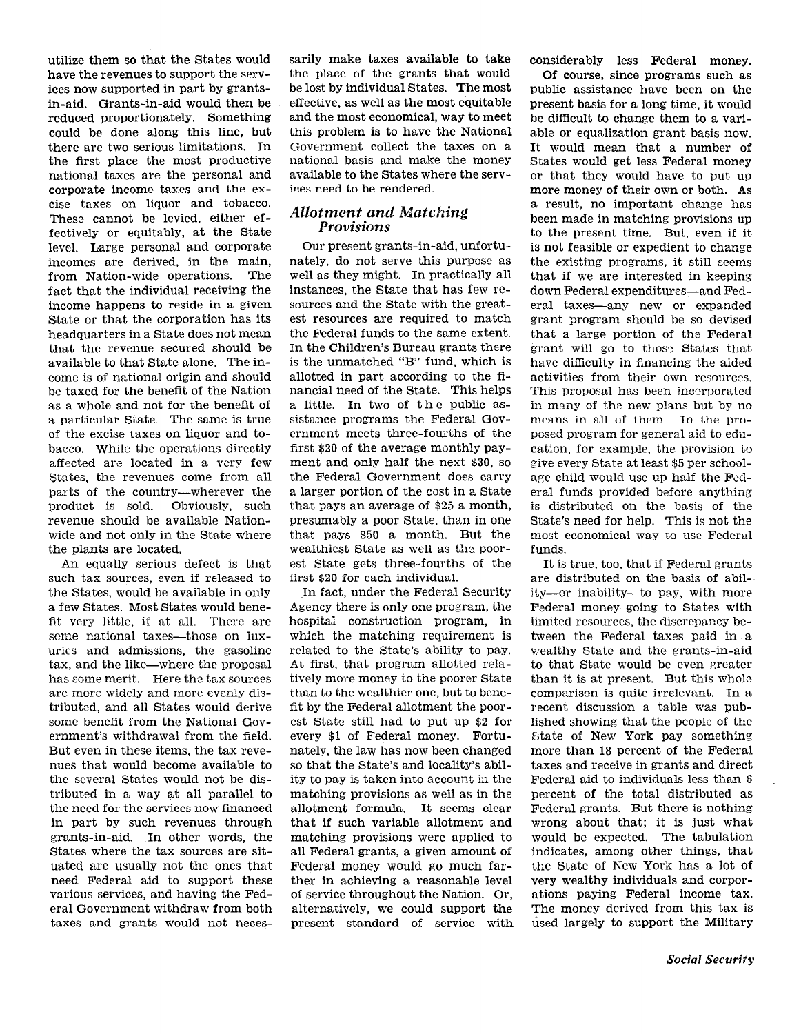utilize them so that the States would have the revenues to support the services now supported in part by grants-in-aid. Grants-in-aid would then be reduced proportionately. Something could be done along this line, but there are two serious limitations. In the first place the most productive national taxes are the personal and corporate income taxes and the excise taxes on liquor and tobacco. These cannot be levied, either effectively or equitably, at the State level. Large personal and corporate incomes are derived, in the main, from Nation-wide operations. The fact that the individual receiving the income happens to reside in a given State or that the corporation has its headquarters in a State does not mean that the revenue secured should be available to that State alone. The income is of national origin and should be taxed for the benefit of the Nation as a whole and not for the benefit of a particular State. The same is true of the excise taxes on liquor and tobacco. While the operations directly affected are located in a very few States, the revenues come from all parts of the country—wherever the product is sold. Obviously, such revenue should be available Nation-wide and not only in the State where the plants are located.

An equally serious defect is that such tax sources, even if released to the States, would be available in only a few States. Most States would benefit very little, if at all. There are some national taxes—those on luxuries and admissions, the gasoline tax, and the like—where the proposal has some merit. Here the tax sources are more widely and more evenly distributed, and all States would derive some benefit from the National Government's withdrawal from the field. But even in these items, the tax revenues that would become available to the several States would not be distributed in a way at all parallel to the need for the services now financed in part by such revenues through grants-in-aid. In other words, the States where the tax sources are situated are usually not the ones that need Federal aid to support these various services, and having the Federal Government withdraw from both taxes and grants would not necessarily make taxes available to take the place of the grants that would be lost by individual States. The most effective, as well as the most equitable and the most economical, way to meet this problem is to have the National Government collect the taxes on a national basis and make the money available to the States where the services need to be rendered.

## *Allotment and Matching Provisions*

Our present grants-in-aid, unfortunately, do not serve this purpose as well as they might. In practically all instances, the State that has few resources and the State with the greatest resources are required to match the Federal funds to the same extent. In the Children's Bureau grants there is the unmatched "B" fund, which is allotted in part according to the financial need of the State. This helps a little. In two of the public assistance programs the Federal Government meets three-fourths of the first $20 of the average monthly payment and only half the next $30, so the Federal Government does carry a larger portion of the cost in a State that pays an average of $25 a month, presumably a poor State, than in one that pays $50 a month. But the wealthiest State as well as the poorest State gets three-fourths of the first $20 for each individual.

In fact, under the Federal Security Agency there is only one program, the hospital construction program, in which the matching requirement is related to the State's ability to pay. At first, that program allotted relatively more money to the poorer State than to the wealthier one, but to benefit by the Federal allotment the poorest State still had to put up $2 for every $1 of Federal money. Fortunately, the law has now been changed so that the State's and locality's ability to pay is taken into account in the matching provisions as well as in the allotment formula. It seems clear that if such variable allotment and matching provisions were applied to all Federal grants, a given amount of Federal money would go much farther in achieving a reasonable level of service throughout the Nation. Or, alternatively, we could support the present standard of service with considerably less Federal money.

Of course, since programs such as public assistance have been on the present basis for a long time, it would be difficult to change them to a variable or equalization grant basis now. It would mean that a number of States would get less Federal money or that they would have to put up more money of their own or both. As a result, no important change has been made in matching provisions up to the present time. But, even if it is not feasible or expedient to change the existing programs, it still seems that if we are interested in keeping down Federal expenditures—and Federal taxes—any new or expanded grant program should be so devised that a large portion of the Federal grant will go to those States that have difficulty in financing the aided activities from their own resources. This proposal has been incorporated in many of the new plans but by no means in all of them. In the proposed program for general aid to education, for example, the provision to give every State at least $5 per school-age child would use up half the Federal funds provided before anything is distributed on the basis of the State's need for help. This is not the most economical way to use Federal funds.

It is true, too, that if Federal grants are distributed on the basis of ability—or inability—to pay, with more Federal money going to States with limited resources, the discrepancy between the Federal taxes paid in a wealthy State and the grants-in-aid to that State would be even greater than it is at present. But this whole comparison is quite irrelevant. In a recent discussion a table was published showing that the people of the State of New York pay something more than 18 percent of the Federal taxes and receive in grants and direct Federal aid to individuals less than 6 percent of the total distributed as Federal grants. But there is nothing wrong about that; it is just what would be expected. The tabulation indicates, among other things, that the State of New York has a lot of very wealthy individuals and corporations paying Federal income tax. The money derived from this tax is used largely to support the Military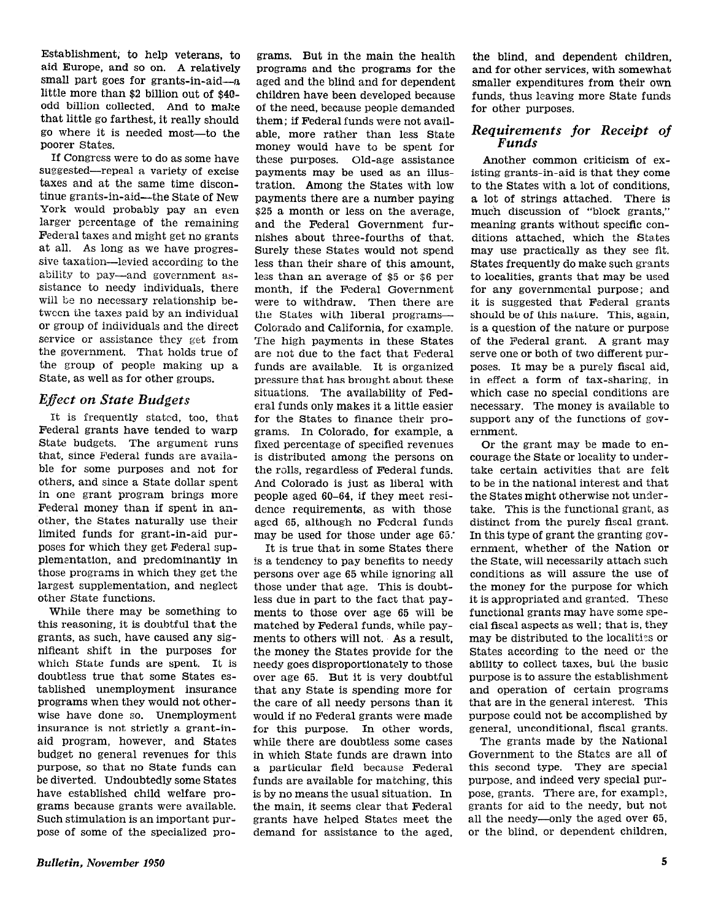Establishment, to help veterans, to aid Europe, and so on. A relatively small part goes for grants-in-aid—a little more than $2 billion out of $40-odd billion collected. And to make that little go farthest, it really should go where it is needed most—to the poorer States.

If Congress were to do as some have suggested—repeal a variety of excise taxes and at the same time discontinue grants-in-aid—the State of New York would probably pay an even larger percentage of the remaining Federal taxes and might get no grants at all. As long as we have progressive taxation—levied according to the ability to pay—and government assistance to needy individuals, there will be no necessary relationship between the taxes paid by an individual or group of individuals and the direct service or assistance they get from the government. That holds true of the group of people making up a State, as well as for other groups.

## *Effect on State Budgets*

It is frequently stated, too, that Federal grants have tended to warp State budgets. The argument runs that, since Federal funds are available for some purposes and not for others, and since a State dollar spent in one grant program brings more Federal money than if spent in another, the States naturally use their limited funds for grant-in-aid purposes for which they get Federal supplementation, and predominantly in those programs in which they get the largest supplementation, and neglect other State functions.

While there may be something to this reasoning, it is doubtful that the grants, as such, have caused any significant shift in the purposes for which State funds are spent. It is doubtless true that some States established unemployment insurance programs when they would not otherwise have done so. Unemployment insurance is not strictly a grant-in-aid program, however, and States budget no general revenues for this purpose, so that no State funds can be diverted. Undoubtedly some States have established child welfare programs because grants were available. Such stimulation is an important purpose of some of the specialized programs. But in the main the health programs and the programs for the aged and the blind and for dependent children have been developed because of the need, because people demanded them; if Federal funds were not available, more rather than less State money would have to be spent for these purposes. Old-age assistance payments may be used as an illustration. Among the States with low payments there are a number paying $25 a month or less on the average, and the Federal Government furnishes about three-fourths of that. Surely these States would not spend less than their share of this amount, less than an average of $5 or $6 per month, if the Federal Government were to withdraw. Then there are the States with liberal programs—Colorado and California, for example. The high payments in these States are not due to the fact that Federal funds are available. It is organized pressure that has brought about these situations. The availability of Federal funds only makes it a little easier for the States to finance their programs. In Colorado, for example, a fixed percentage of specified revenues is distributed among the persons on the rolls, regardless of Federal funds. And Colorado is just as liberal with people aged 60–64, if they meet residence requirements, as with those aged 65, although no Federal funds may be used for those under age 65.

It is true that in some States there is a tendency to pay benefits to needy persons over age 65 while ignoring all those under that age. This is doubtless due in part to the fact that payments to those over age 65 will be matched by Federal funds, while payments to others will not. As a result, the money the States provide for the needy goes disproportionately to those over age 65. But it is very doubtful that any State is spending more for the care of all needy persons than it would if no Federal grants were made for this purpose. In other words, while there are doubtless some cases in which State funds are drawn into a particular field because Federal funds are available for matching, this is by no means the usual situation. In the main, it seems clear that Federal grants have helped States meet the demand for assistance to the aged, the blind, and dependent children, and for other services, with somewhat smaller expenditures from their own funds, thus leaving more State funds for other purposes.

## *Requirements for Receipt of Funds*

Another common criticism of existing grants-in-aid is that they come to the States with a lot of conditions, a lot of strings attached. There is much discussion of "block grants," meaning grants without specific conditions attached, which the States may use practically as they see fit. States frequently do make such grants to localities, grants that may be used for any governmental purpose; and it is suggested that Federal grants should be of this nature. This, again, is a question of the nature or purpose of the Federal grant. A grant may serve one or both of two different purposes. It may be a purely fiscal aid, in effect a form of tax-sharing, in which case no special conditions are necessary. The money is available to support any of the functions of government.

Or the grant may be made to encourage the State or locality to undertake certain activities that are felt to be in the national interest and that the States might otherwise not undertake. This is the functional grant, as distinct from the purely fiscal grant. In this type of grant the granting government, whether of the Nation or the State, will necessarily attach such conditions as will assure the use of the money for the purpose for which it is appropriated and granted. These functional grants may have some special fiscal aspects as well; that is, they may be distributed to the localities or States according to the need or the ability to collect taxes, but the basic purpose is to assure the establishment and operation of certain programs that are in the general interest. This purpose could not be accomplished by general, unconditional, fiscal grants.

The grants made by the National Government to the States are all of this second type. They are special purpose, and indeed very special purpose, grants. There are, for example, grants for aid to the needy, but not all the needy—only the aged over 65, or the blind, or dependent children,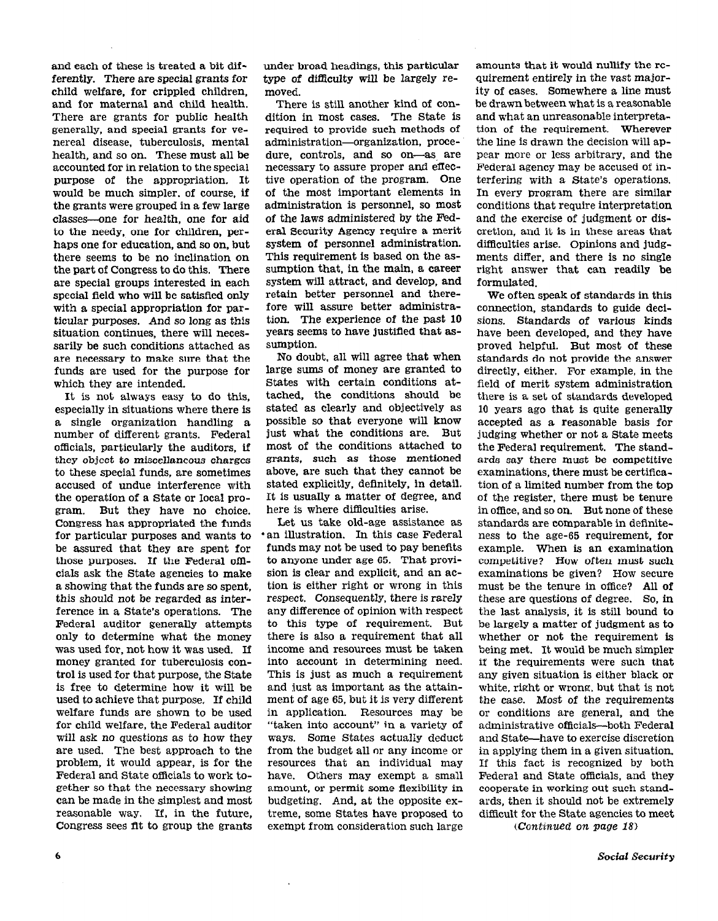and each of these is treated a bit differently. There are special grants for child welfare, for crippled children, and for maternal and child health. There are grants for public health generally, and special grants for venereal disease, tuberculosis, mental health, and so on. These must all be accounted for in relation to the special purpose of the appropriation. It would be much simpler, of course, if the grants were grouped in a few large classes—one for health, one for aid to the needy, one for children, perhaps one for education, and so on, but there seems to be no inclination on the part of Congress to do this. There are special groups interested in each special field who will be satisfied only with a special appropriation for particular purposes. And so long as this situation continues, there will necessarily be such conditions attached as are necessary to make sure that the funds are used for the purpose for which they are intended.

It is not always easy to do this, especially in situations where there is a single organization handling a number of different grants. Federal officials, particularly the auditors, if they object to miscellaneous charges to these special funds, are sometimes accused of undue interference with the operation of a State or local program. But they have no choice. Congress has appropriated the funds for particular purposes and wants to be assured that they are spent for those purposes. If the Federal officials ask the State agencies to make a showing that the funds are so spent, this should not be regarded as interference in a State's operations. The Federal auditor generally attempts only to determine what the money was used for, not how it was used. If money granted for tuberculosis control is used for that purpose, the State is free to determine how it will be used to achieve that purpose. If child welfare funds are shown to be used for child welfare, the Federal auditor will ask no questions as to how they are used. The best approach to the problem, it would appear, is for the Federal and State officials to work together so that the necessary showing can be made in the simplest and most reasonable way. If, in the future, Congress sees fit to group the grants under broad headings, this particular type of difficulty will be largely removed.

There is still another kind of condition in most cases. The State is required to provide such methods of administration—organization, procedure, controls, and so on—as are necessary to assure proper and effective operation of the program. One of the most important elements in administration is personnel, so most of the laws administered by the Federal Security Agency require a merit system of personnel administration. This requirement is based on the assumption that, in the main, a career system will attract, and develop, and retain better personnel and therefore will assure better administration. The experience of the past 10 years seems to have justified that assumption.

No doubt, all will agree that when large sums of money are granted to States with certain conditions attached, the conditions should be stated as clearly and objectively as possible so that everyone will know just what the conditions are. But most of the conditions attached to grants, such as those mentioned above, are such that they cannot be stated explicitly, definitely, in detail. It is usually a matter of degree, and here is where difficulties arise.

Let us take old-age assistance as an illustration. In this case Federal funds may not be used to pay benefits to anyone under age 65. That provision is clear and explicit, and an action is either right or wrong in this respect. Consequently, there is rarely any difference of opinion with respect to this type of requirement. But there is also a requirement that all income and resources must be taken into account in determining need. This is just as much a requirement and just as important as the attainment of age 65, but it is very different in application. Resources may be "taken into account" in a variety of ways. Some States actually deduct from the budget all or any income or resources that an individual may have. Others may exempt a small amount, or permit some flexibility in budgeting. And, at the opposite extreme, some States have proposed to exempt from consideration such large amounts that it would nullify the requirement entirely in the vast majority of cases. Somewhere a line must be drawn between what is a reasonable and what an unreasonable interpretation of the requirement. Wherever the line is drawn the decision will appear more or less arbitrary, and the Federal agency may be accused of interfering with a State's operations. In every program there are similar conditions that require interpretation and the exercise of judgment or discretion, and it is in these areas that difficulties arise. Opinions and judgments differ, and there is no single right answer that can readily be formulated.

We often speak of standards in this connection, standards to guide decisions. Standards of various kinds have been developed, and they have proved helpful. But most of these standards do not provide the answer directly, either. For example, in the field of merit system administration there is a set of standards developed 10 years ago that is quite generally accepted as a reasonable basis for judging whether or not a State meets the Federal requirement. The standards say there must be competitive examinations, there must be certification of a limited number from the top of the register, there must be tenure in office, and so on. But none of these standards are comparable in definiteness to the age-65 requirement, for example. When is an examination competitive? How often must such examinations be given? How secure must be the tenure in office? All of these are questions of degree. So, in the last analysis, it is still bound to be largely a matter of judgment as to whether or not the requirement is being met. It would be much simpler if the requirements were such that any given situation is either black or white, right or wrong, but that is not the case. Most of the requirements or conditions are general, and the administrative officials—both Federal and State—have to exercise discretion in applying them in a given situation. If this fact is recognized by both Federal and State officials, and they cooperate in working out such standards, then it should not be extremely difficult for the State agencies to meet

*(Continued on page 18)*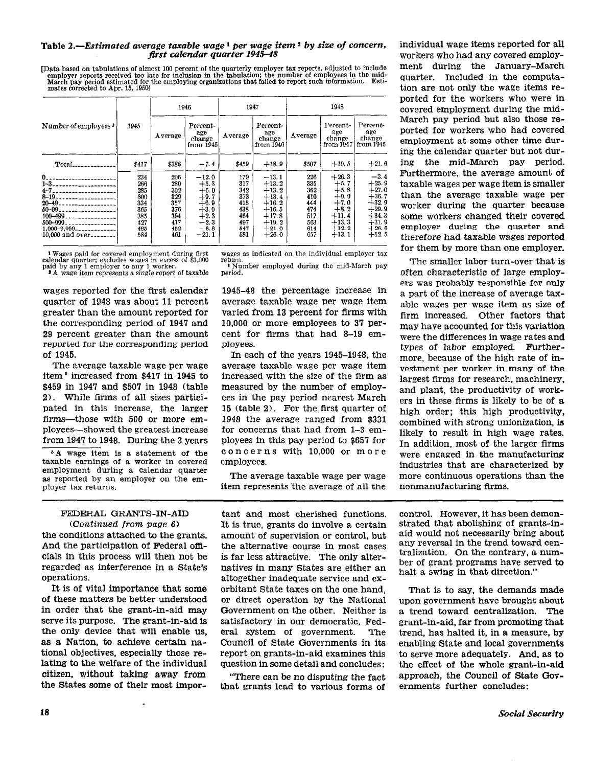**Table 2.—*Estimated average taxable wage*[1] *per wage item*[2] *by size of concern, first calendar quarter 1945–48***

[Data based on tabulations of almost 100 percent of the quarterly employer tax reports, adjusted to include employer reports received too late for inclusion in the tabulation; the number of employees in the mid-March pay period estimated for the employing organizations that failed to report such information. Estimates corrected to Apr. 15, 1950]

| Number of employees[3] | 1945 | 1946 | | 1947 | | 1948 | | |
|---|---|---|---|---|---|---|---|---|
| | | Average | Percentage change from 1945 | Average | Percentage change from 1946 | Average | Percentage change from 1947 | Percentage change from 1945 |
| Total | $417 | $386 | −7.4 | $459 | +18.9 | $507 | +10.5 | +21.6 |
| 0 | 234 | 206 | −12.0 | 179 | −13.1 | 226 | +26.3 | −3.4 |
| 1–3 | 266 | 280 | +5.3 | 317 | +13.2 | 335 | +5.7 | +25.9 |
| 4–7 | 285 | 302 | +6.0 | 342 | +13.2 | 362 | +5.8 | +27.0 |
| 8–19 | 300 | 329 | +9.7 | 373 | +13.4 | 410 | +9.9 | +36.7 |
| 20–49 | 334 | 357 | +6.9 | 415 | +16.2 | 444 | +7.0 | +32.9 |
| 50–99 | 365 | 376 | +3.0 | 438 | +16.5 | 474 | +8.2 | +29.9 |
| 100–499 | 385 | 394 | +2.3 | 464 | +17.8 | 517 | +11.4 | +34.3 |
| 500–999 | 427 | 417 | −2.3 | 497 | +19.2 | 563 | +13.3 | +31.9 |
| 1,000–9,999 | 465 | 452 | −6.8 | 547 | +21.0 | 614 | +12.2 | +26.6 |
| 10,000 and over | 584 | 461 | −21.1 | 581 | +26.0 | 657 | +13.1 | +12.5 |

[1] Wages paid for covered employment during first calendar quarter; excludes wages in excess of $3,000 paid by any 1 employer to any 1 worker.

[2] A wage item represents a single report of taxable wages as indicated on the individual employer tax return.

[3] Number employed during the mid-March pay period.

wages reported for the first calendar quarter of 1948 was about 11 percent greater than the amount reported for the corresponding period of 1947 and 29 percent greater than the amount reported for the corresponding period of 1945.

The average taxable wage per wage item[5] increased from $417 in 1945 to $459 in 1947 and $507 in 1948 (table 2). While firms of all sizes participated in this increase, the larger firms—those with 500 or more employees—showed the greatest increase from 1947 to 1948. During the 3 years 1945–48 the percentage increase in average taxable wage per wage item varied from 13 percent for firms with 10,000 or more employees to 37 percent for firms that had 8–19 employees.

[5] A wage item is a statement of the taxable earnings of a worker in covered employment during a calendar quarter as reported by an employer on the employer tax returns.

In each of the years 1945–1948, the average taxable wage per wage item increased with the size of the firm as measured by the number of employees in the pay period nearest March 15 (table 2). For the first quarter of 1948 the average ranged from $331 for concerns that had from 1–3 employees in this pay period to $657 for concerns with 10,000 or more employees.

The average taxable wage per wage item represents the average of all the individual wage items reported for all workers who had any covered employment during the January–March quarter. Included in the computation are not only the wage items reported for the workers who were in covered employment during the mid-March pay period but also those reported for workers who had covered employment at some other time during the calendar quarter but not during the mid-March pay period. Furthermore, the average amount of taxable wages per wage item is smaller than the average taxable wage per worker during the quarter because some workers changed their covered employer during the quarter and therefore had taxable wages reported for them by more than one employer.

The smaller labor turn-over that is often characteristic of large employers was probably responsible for only a part of the increase of average taxable wages per wage item as size of firm increased. Other factors that may have accounted for this variation were the differences in wage rates and types of labor employed. Furthermore, because of the high rate of investment per worker in many of the largest firms for research, machinery, and plant, the productivity of workers in these firms is likely to be of a high order; this high productivity, combined with strong unionization, is likely to result in high wage rates. In addition, most of the larger firms were engaged in the manufacturing industries that are characterized by more continuous operations than the nonmanufacturing firms.

---

FEDERAL GRANTS-IN-AID

*(Continued from page 6)*

the conditions attached to the grants. And the participation of Federal officials in this process will then not be regarded as interference in a State's operations.

It is of vital importance that some of these matters be better understood in order that the grant-in-aid may serve its purpose. The grant-in-aid is the only device that will enable us, as a Nation, to achieve certain national objectives, especially those relating to the welfare of the individual citizen, without taking away from the States some of their most important and most cherished functions. It is true, grants do involve a certain amount of supervision or control, but the alternative course in most cases is far less attractive. The only alternatives in many States are either an altogether inadequate service and exorbitant State taxes on the one hand, or direct operation by the National Government on the other. Neither is satisfactory in our democratic, Federal system of government. The Council of State Governments in its report on grants-in-aid examines this question in some detail and concludes:

"There can be no disputing the fact that grants lead to various forms of control. However, it has been demonstrated that abolishing of grants-in-aid would not necessarily bring about any reversal in the trend toward centralization. On the contrary, a number of grant programs have served to halt a swing in that direction."

That is to say, the demands made upon government have brought about a trend toward centralization. The grant-in-aid, far from promoting that trend, has halted it, in a measure, by enabling State and local governments to serve more adequately. And, as to the effect of the whole grant-in-aid approach, the Council of State Governments further concludes: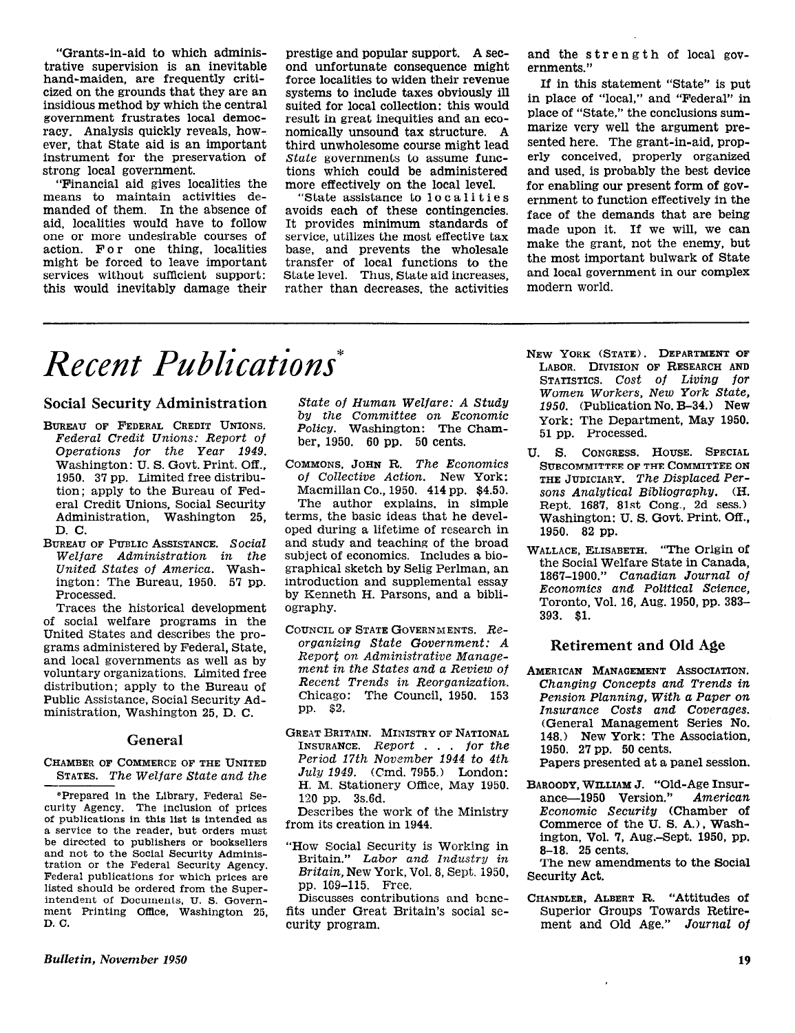"Grants-in-aid to which administrative supervision is an inevitable hand-maiden, are frequently criticized on the grounds that they are an insidious method by which the central government frustrates local democracy. Analysis quickly reveals, however, that State aid is an important instrument for the preservation of strong local government.

"Financial aid gives localities the means to maintain activities demanded of them. In the absence of aid, localities would have to follow one or more undesirable courses of action. For one thing, localities might be forced to leave important services without sufficient support: this would inevitably damage their prestige and popular support. A second unfortunate consequence might force localities to widen their revenue systems to include taxes obviously ill suited for local collection: this would result in great inequities and an economically unsound tax structure. A third unwholesome course might lead *State* governments to assume functions which could be administered more effectively on the local level.

"State assistance to localities avoids each of these contingencies. It provides minimum standards of service, utilizes the most effective tax base, and prevents the wholesale transfer of local functions to the State level. Thus, State aid increases, rather than decreases, the activities and the strength of local governments."

If in this statement "State" is put in place of "local," and "Federal" in place of "State," the conclusions summarize very well the argument presented here. The grant-in-aid, properly conceived, properly organized and used, is probably the best device for enabling our present form of government to function effectively in the face of the demands that are being made upon it. If we will, we can make the grant, not the enemy, but the most important bulwark of State and local government in our complex modern world.

# *Recent Publications**

## Social Security Administration

BUREAU OF FEDERAL CREDIT UNIONS. *Federal Credit Unions: Report of Operations for the Year 1949.* Washington: U. S. Govt. Print. Off., 1950. 37 pp. Limited free distribution; apply to the Bureau of Federal Credit Unions, Social Security Administration, Washington 25, D. C.

BUREAU OF PUBLIC ASSISTANCE. *Social Welfare Administration in the United States of America.* Washington: The Bureau, 1950. 57 pp. Processed.

Traces the historical development of social welfare programs in the United States and describes the programs administered by Federal, State, and local governments as well as by voluntary organizations. Limited free distribution; apply to the Bureau of Public Assistance, Social Security Administration, Washington 25, D. C.

## General

CHAMBER OF COMMERCE OF THE UNITED STATES. *The Welfare State and the State of Human Welfare: A Study by the Committee on Economic Policy.* Washington: The Chamber, 1950. 60 pp. 50 cents.

COMMONS, JOHN R. *The Economics of Collective Action.* New York: Macmillan Co., 1950. 414 pp. $4.50.

The author explains, in simple terms, the basic ideas that he developed during a lifetime of research in and study and teaching of the broad subject of economics. Includes a biographical sketch by Selig Perlman, an introduction and supplemental essay by Kenneth H. Parsons, and a bibliography.

COUNCIL OF STATE GOVERNMENTS. *Reorganizing State Government: A Report on Administrative Management in the States and a Review of Recent Trends in Reorganization.* Chicago: The Council, 1950. 153 pp. $2.

GREAT BRITAIN. MINISTRY OF NATIONAL INSURANCE. *Report . . . for the Period 17th November 1944 to 4th July 1949.* (Cmd. 7955.) London: H. M. Stationery Office, May 1950. 120 pp. 3s.6d.

Describes the work of the Ministry from its creation in 1944.

"How Social Security is Working in Britain." *Labor and Industry in Britain,* New York, Vol. 8, Sept. 1950, pp. 109–115. Free.

Discusses contributions and benefits under Great Britain's social security program.

NEW YORK (STATE). DEPARTMENT OF LABOR. DIVISION OF RESEARCH AND STATISTICS. *Cost of Living for Women Workers, New York State, 1950.* (Publication No. B–34.) New York: The Department, May 1950. 51 pp. Processed.

U. S. CONGRESS. HOUSE. SPECIAL SUBCOMMITTEE OF THE COMMITTEE ON THE JUDICIARY. *The Displaced Persons Analytical Bibliography.* (H. Rept. 1687, 81st Cong., 2d sess.) Washington: U. S. Govt. Print. Off., 1950. 82 pp.

WALLACE, ELISABETH. "The Origin of the Social Welfare State in Canada, 1867–1900." *Canadian Journal of Economics and Political Science,* Toronto, Vol. 16, Aug. 1950, pp. 383–393. $1.

## Retirement and Old Age

AMERICAN MANAGEMENT ASSOCIATION. *Changing Concepts and Trends in Pension Planning, With a Paper on Insurance Costs and Coverages.* (General Management Series No. 148.) New York: The Association, 1950. 27 pp. 50 cents.

Papers presented at a panel session.

BAROODY, WILLIAM J. "Old-Age Insurance—1950 Version." *American Economic Security* (Chamber of Commerce of the U. S. A.), Washington, Vol. 7, Aug.–Sept. 1950, pp. 8–18. 25 cents.

The new amendments to the Social Security Act.

CHANDLER, ALBERT R. "Attitudes of Superior Groups Towards Retirement and Old Age." *Journal of*

*Prepared in the Library, Federal Security Agency. The inclusion of prices of publications in this list is intended as a service to the reader, but orders must be directed to publishers or booksellers and not to the Social Security Administration or the Federal Security Agency. Federal publications for which prices are listed should be ordered from the Superintendent of Documents, U. S. Government Printing Office, Washington 25, D. C.